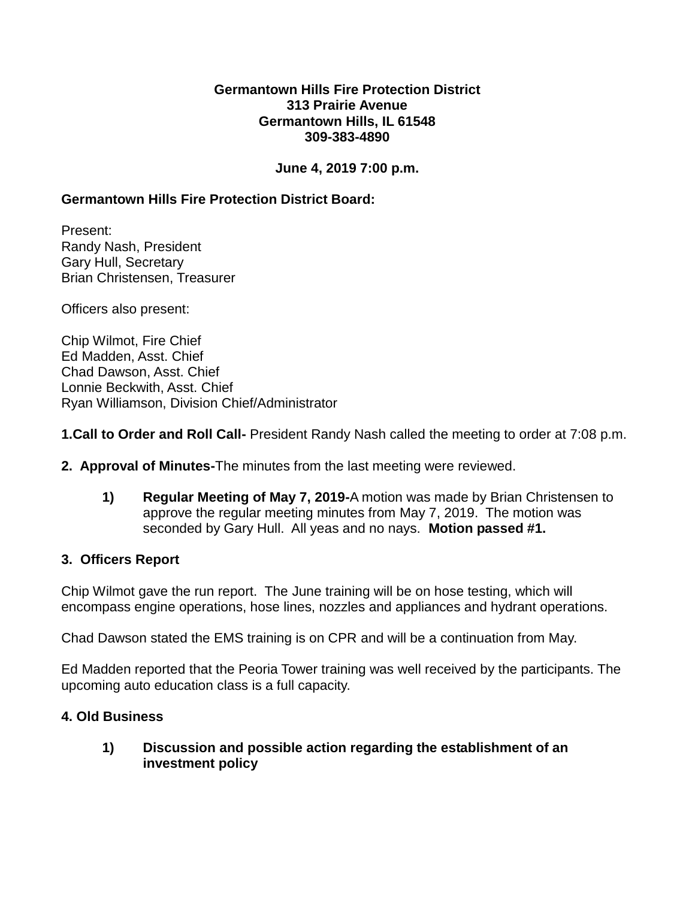**Germantown Hills Fire Protection District**
**313 Prairie Avenue**
**Germantown Hills, IL 61548**
**309-383-4890**

**June 4, 2019 7:00 p.m.**

**Germantown Hills Fire Protection District Board:**

Present:
Randy Nash, President
Gary Hull, Secretary
Brian Christensen, Treasurer

Officers also present:

Chip Wilmot, Fire Chief
Ed Madden, Asst. Chief
Chad Dawson, Asst. Chief
Lonnie Beckwith, Asst. Chief
Ryan Williamson, Division Chief/Administrator

**1.Call to Order and Roll Call-** President Randy Nash called the meeting to order at 7:08 p.m.

**2. Approval of Minutes-**The minutes from the last meeting were reviewed.

1) **Regular Meeting of May 7, 2019-**A motion was made by Brian Christensen to approve the regular meeting minutes from May 7, 2019. The motion was seconded by Gary Hull. All yeas and no nays. **Motion passed #1.**

**3. Officers Report**

Chip Wilmot gave the run report. The June training will be on hose testing, which will encompass engine operations, hose lines, nozzles and appliances and hydrant operations.

Chad Dawson stated the EMS training is on CPR and will be a continuation from May.

Ed Madden reported that the Peoria Tower training was well received by the participants. The upcoming auto education class is a full capacity.

**4. Old Business**

1) **Discussion and possible action regarding the establishment of an investment policy**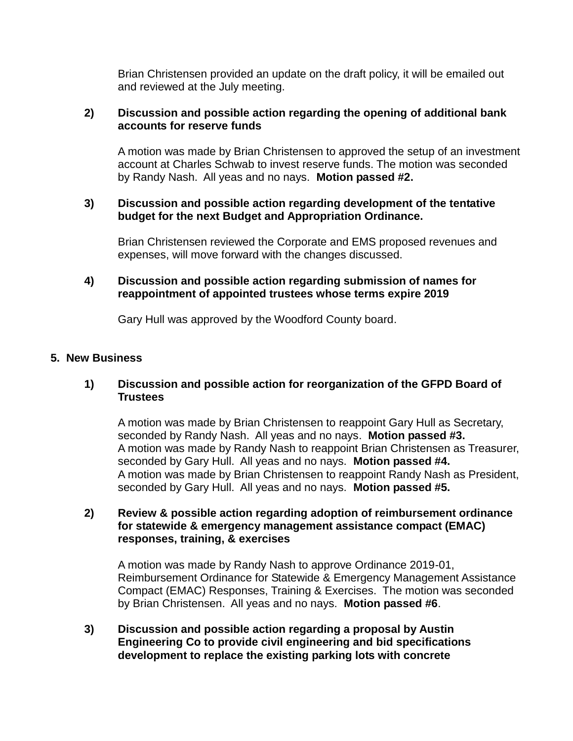Brian Christensen provided an update on the draft policy, it will be emailed out and reviewed at the July meeting.

**2) Discussion and possible action regarding the opening of additional bank accounts for reserve funds**

A motion was made by Brian Christensen to approved the setup of an investment account at Charles Schwab to invest reserve funds. The motion was seconded by Randy Nash. All yeas and no nays. **Motion passed #2.**

**3) Discussion and possible action regarding development of the tentative budget for the next Budget and Appropriation Ordinance.**

Brian Christensen reviewed the Corporate and EMS proposed revenues and expenses, will move forward with the changes discussed.

**4) Discussion and possible action regarding submission of names for reappointment of appointed trustees whose terms expire 2019**

Gary Hull was approved by the Woodford County board.

## 5. New Business

**1) Discussion and possible action for reorganization of the GFPD Board of Trustees**

A motion was made by Brian Christensen to reappoint Gary Hull as Secretary, seconded by Randy Nash. All yeas and no nays. **Motion passed #3.**
A motion was made by Randy Nash to reappoint Brian Christensen as Treasurer, seconded by Gary Hull. All yeas and no nays. **Motion passed #4.**
A motion was made by Brian Christensen to reappoint Randy Nash as President, seconded by Gary Hull. All yeas and no nays. **Motion passed #5.**

**2) Review & possible action regarding adoption of reimbursement ordinance for statewide & emergency management assistance compact (EMAC) responses, training, & exercises**

A motion was made by Randy Nash to approve Ordinance 2019-01, Reimbursement Ordinance for Statewide & Emergency Management Assistance Compact (EMAC) Responses, Training & Exercises. The motion was seconded by Brian Christensen. All yeas and no nays. **Motion passed #6**.

**3) Discussion and possible action regarding a proposal by Austin Engineering Co to provide civil engineering and bid specifications development to replace the existing parking lots with concrete**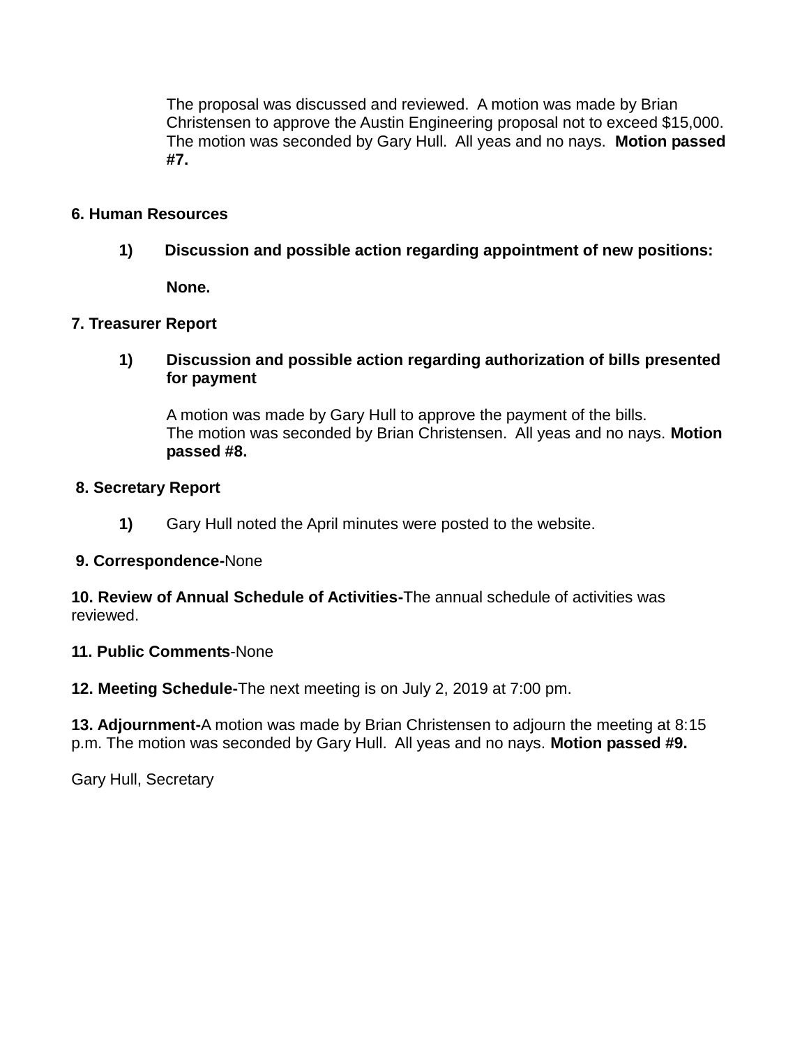The proposal was discussed and reviewed. A motion was made by Brian Christensen to approve the Austin Engineering proposal not to exceed $15,000. The motion was seconded by Gary Hull. All yeas and no nays. **Motion passed #7.**

**6. Human Resources**

**1) Discussion and possible action regarding appointment of new positions:**

**None.**

**7. Treasurer Report**

**1) Discussion and possible action regarding authorization of bills presented for payment**

A motion was made by Gary Hull to approve the payment of the bills. The motion was seconded by Brian Christensen. All yeas and no nays. **Motion passed #8.**

**8. Secretary Report**

**1)** Gary Hull noted the April minutes were posted to the website.

**9. Correspondence-**None

**10. Review of Annual Schedule of Activities-**The annual schedule of activities was reviewed.

**11. Public Comments**-None

**12. Meeting Schedule-**The next meeting is on July 2, 2019 at 7:00 pm.

**13. Adjournment-**A motion was made by Brian Christensen to adjourn the meeting at 8:15 p.m. The motion was seconded by Gary Hull. All yeas and no nays. **Motion passed #9.**

Gary Hull, Secretary